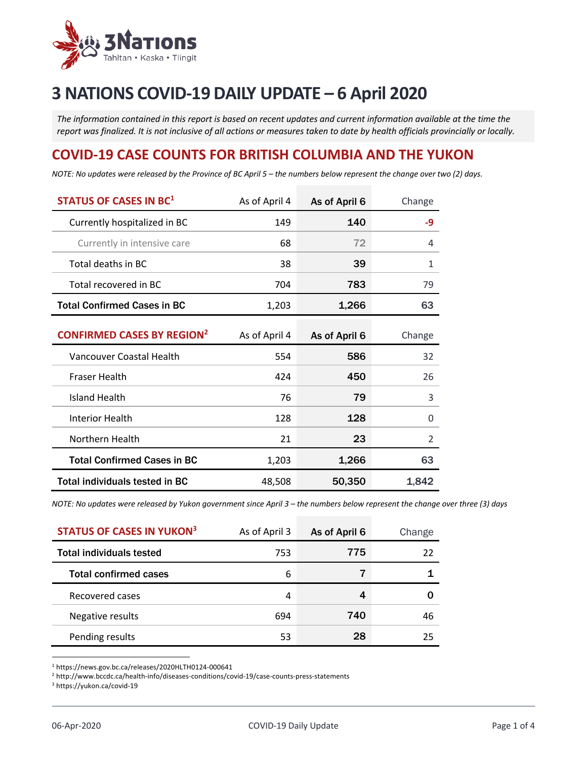# 3 NATIONS COVID-19 DAILY UPDATE – 6 April 2020

*The information contained in this report is based on recent updates and current information available at the time the report was finalized. It is not inclusive of all actions or measures taken to date by health officials provincially or locally.*

## COVID-19 CASE COUNTS FOR BRITISH COLUMBIA AND THE YUKON

*NOTE: No updates were released by the Province of BC April 5 – the numbers below represent the change over two (2) days.*

| STATUS OF CASES IN BC[1] | As of April 4 | As of April 6 | Change |
|---|---|---|---|
| Currently hospitalized in BC | 149 | **140** | -9 |
| Currently in intensive care | 68 | 72 | 4 |
| Total deaths in BC | 38 | **39** | 1 |
| Total recovered in BC | 704 | **783** | 79 |
| **Total Confirmed Cases in BC** | 1,203 | **1,266** | **63** |

| CONFIRMED CASES BY REGION[2] | As of April 4 | As of April 6 | Change |
|---|---|---|---|
| Vancouver Coastal Health | 554 | **586** | 32 |
| Fraser Health | 424 | **450** | 26 |
| Island Health | 76 | **79** | 3 |
| Interior Health | 128 | **128** | 0 |
| Northern Health | 21 | **23** | 2 |
| **Total Confirmed Cases in BC** | 1,203 | **1,266** | **63** |
| **Total individuals tested in BC** | 48,508 | **50,350** | **1,842** |

*NOTE: No updates were released by Yukon government since April 3 – the numbers below represent the change over three (3) days*

| STATUS OF CASES IN YUKON[3] | As of April 3 | As of April 6 | Change |
|---|---|---|---|
| **Total individuals tested** | 753 | **775** | 22 |
| **Total confirmed cases** | 6 | **7** | **1** |
| Recovered cases | 4 | **4** | **0** |
| Negative results | 694 | **740** | 46 |
| Pending results | 53 | **28** | 25 |

[1] https://news.gov.bc.ca/releases/2020HLTH0124-000641
[2] http://www.bccdc.ca/health-info/diseases-conditions/covid-19/case-counts-press-statements
[3] https://yukon.ca/covid-19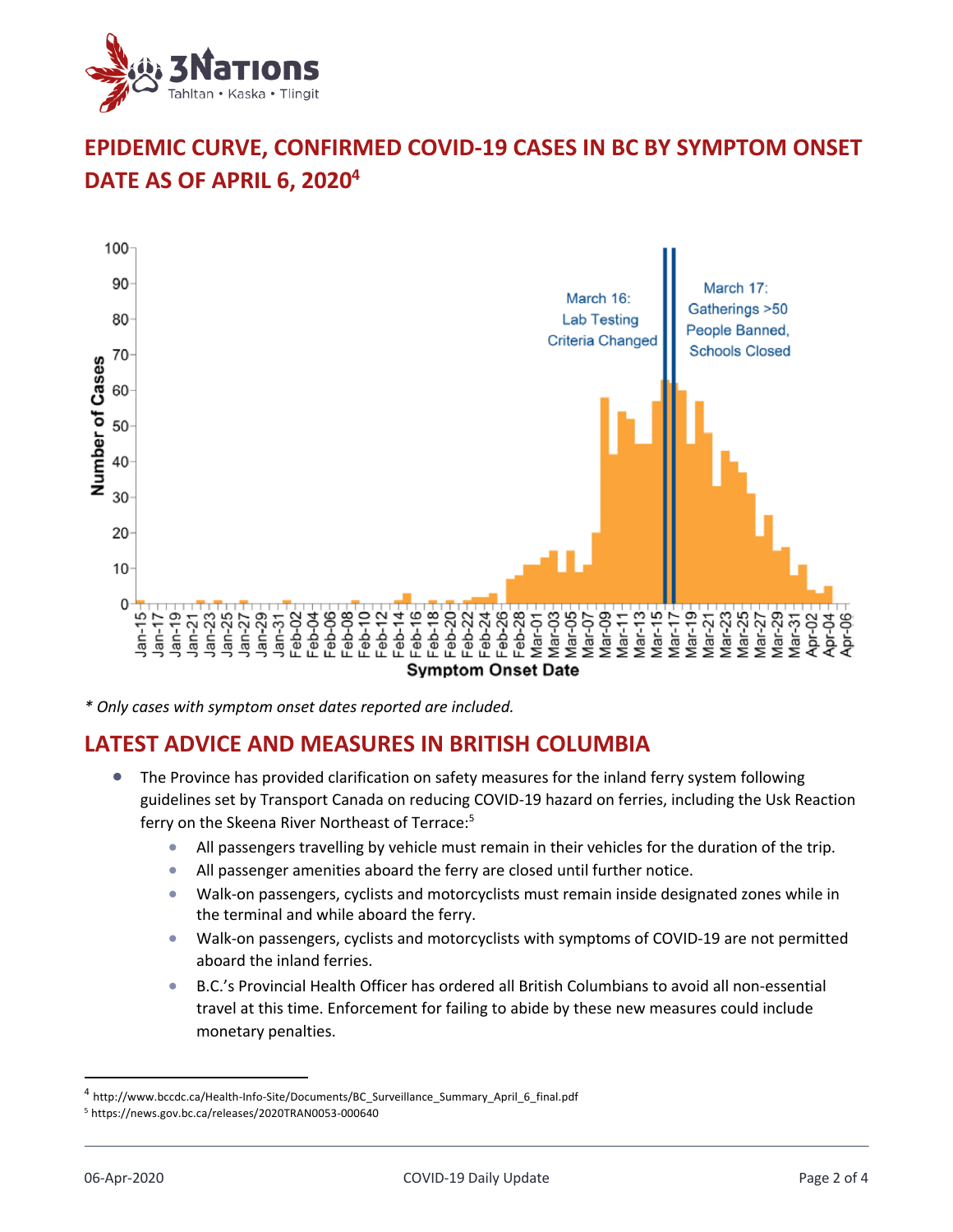## EPIDEMIC CURVE, CONFIRMED COVID-19 CASES IN BC BY SYMPTOM ONSET DATE AS OF APRIL 6, 2020[4]

*\* Only cases with symptom onset dates reported are included.*

## LATEST ADVICE AND MEASURES IN BRITISH COLUMBIA

- The Province has provided clarification on safety measures for the inland ferry system following guidelines set by Transport Canada on reducing COVID-19 hazard on ferries, including the Usk Reaction ferry on the Skeena River Northeast of Terrace:[5]
  - All passengers travelling by vehicle must remain in their vehicles for the duration of the trip.
  - All passenger amenities aboard the ferry are closed until further notice.
  - Walk-on passengers, cyclists and motorcyclists must remain inside designated zones while in the terminal and while aboard the ferry.
  - Walk-on passengers, cyclists and motorcyclists with symptoms of COVID-19 are not permitted aboard the inland ferries.
  - B.C.'s Provincial Health Officer has ordered all British Columbians to avoid all non-essential travel at this time. Enforcement for failing to abide by these new measures could include monetary penalties.

[4] http://www.bccdc.ca/Health-Info-Site/Documents/BC_Surveillance_Summary_April_6_final.pdf

[5] https://news.gov.bc.ca/releases/2020TRAN0053-000640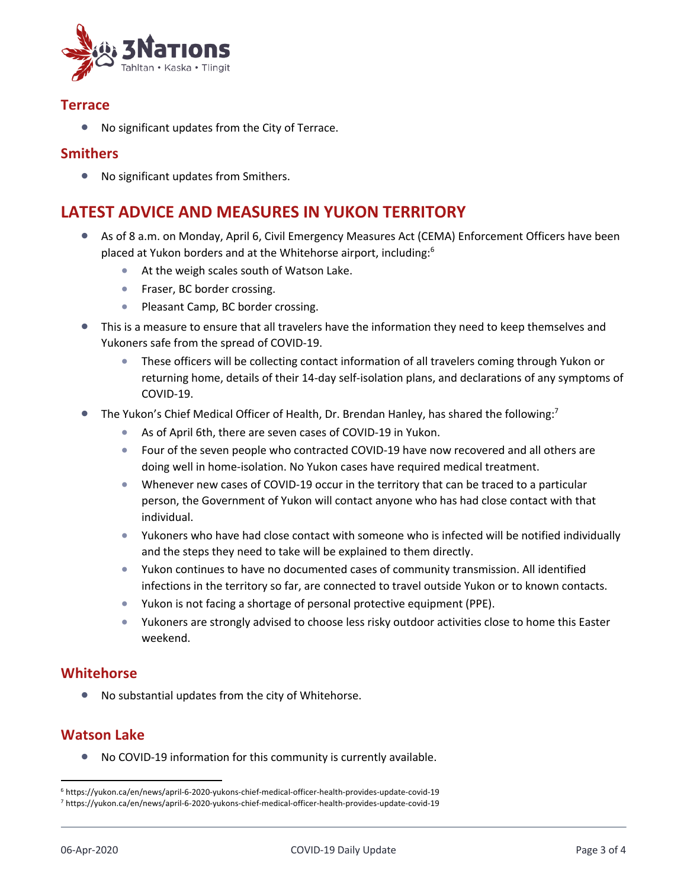## Terrace

- No significant updates from the City of Terrace.

## Smithers

- No significant updates from Smithers.

# LATEST ADVICE AND MEASURES IN YUKON TERRITORY

- As of 8 a.m. on Monday, April 6, Civil Emergency Measures Act (CEMA) Enforcement Officers have been placed at Yukon borders and at the Whitehorse airport, including:[6]
  - At the weigh scales south of Watson Lake.
  - Fraser, BC border crossing.
  - Pleasant Camp, BC border crossing.
- This is a measure to ensure that all travelers have the information they need to keep themselves and Yukoners safe from the spread of COVID-19.
  - These officers will be collecting contact information of all travelers coming through Yukon or returning home, details of their 14-day self-isolation plans, and declarations of any symptoms of COVID-19.
- The Yukon's Chief Medical Officer of Health, Dr. Brendan Hanley, has shared the following:[7]
  - As of April 6th, there are seven cases of COVID-19 in Yukon.
  - Four of the seven people who contracted COVID-19 have now recovered and all others are doing well in home-isolation. No Yukon cases have required medical treatment.
  - Whenever new cases of COVID-19 occur in the territory that can be traced to a particular person, the Government of Yukon will contact anyone who has had close contact with that individual.
  - Yukoners who have had close contact with someone who is infected will be notified individually and the steps they need to take will be explained to them directly.
  - Yukon continues to have no documented cases of community transmission. All identified infections in the territory so far, are connected to travel outside Yukon or to known contacts.
  - Yukon is not facing a shortage of personal protective equipment (PPE).
  - Yukoners are strongly advised to choose less risky outdoor activities close to home this Easter weekend.

## Whitehorse

- No substantial updates from the city of Whitehorse.

## Watson Lake

- No COVID-19 information for this community is currently available.

---

[6] https://yukon.ca/en/news/april-6-2020-yukons-chief-medical-officer-health-provides-update-covid-19

[7] https://yukon.ca/en/news/april-6-2020-yukons-chief-medical-officer-health-provides-update-covid-19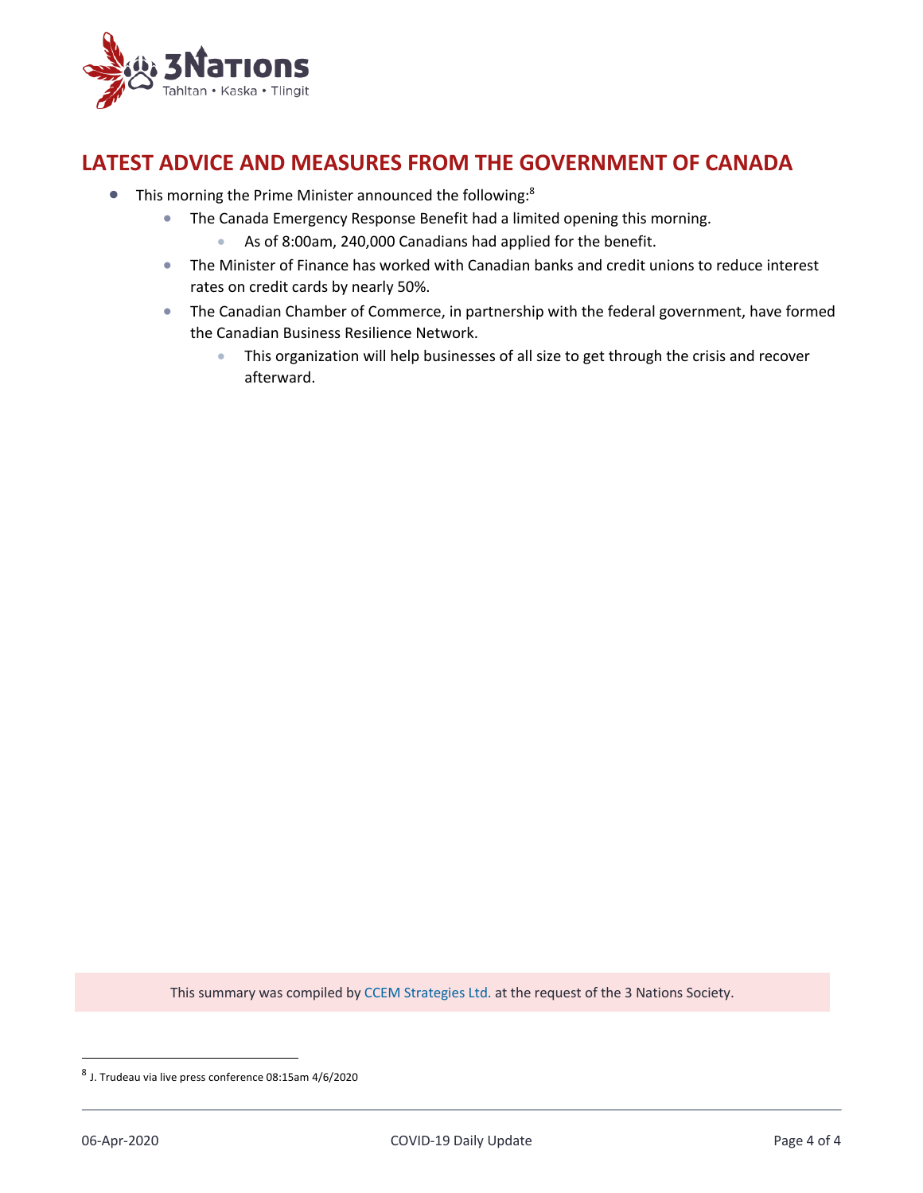## LATEST ADVICE AND MEASURES FROM THE GOVERNMENT OF CANADA

- This morning the Prime Minister announced the following:[8]
  - The Canada Emergency Response Benefit had a limited opening this morning.
    - As of 8:00am, 240,000 Canadians had applied for the benefit.
  - The Minister of Finance has worked with Canadian banks and credit unions to reduce interest rates on credit cards by nearly 50%.
  - The Canadian Chamber of Commerce, in partnership with the federal government, have formed the Canadian Business Resilience Network.
    - This organization will help businesses of all size to get through the crisis and recover afterward.

This summary was compiled by CCEM Strategies Ltd. at the request of the 3 Nations Society.

[8] J. Trudeau via live press conference 08:15am 4/6/2020